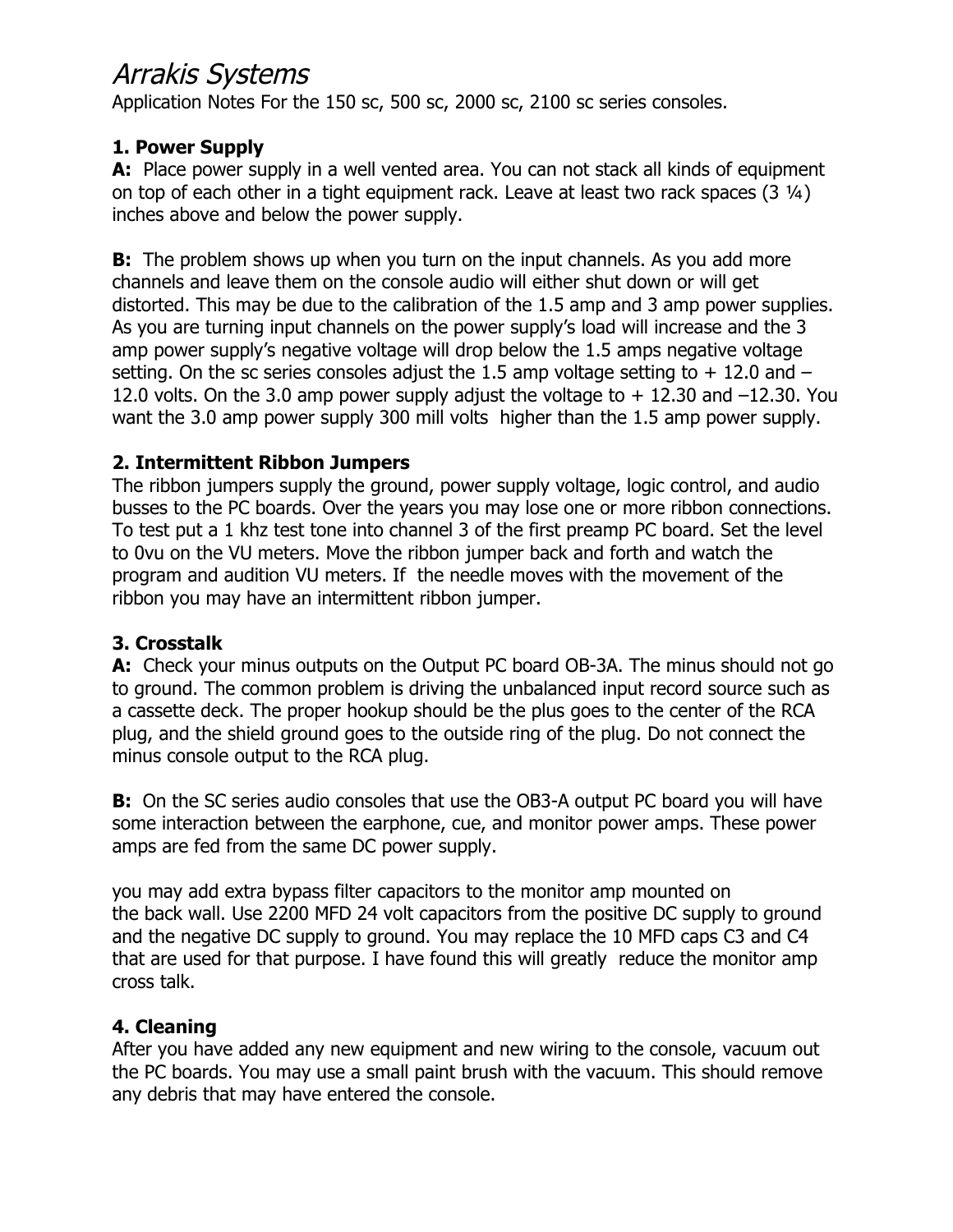# *Arrakis Systems*

Application Notes For the 150 sc, 500 sc, 2000 sc, 2100 sc series consoles.

### 1. Power Supply

**A:** Place power supply in a well vented area. You can not stack all kinds of equipment on top of each other in a tight equipment rack. Leave at least two rack spaces (3 ¼) inches above and below the power supply.

**B:** The problem shows up when you turn on the input channels. As you add more channels and leave them on the console audio will either shut down or will get distorted. This may be due to the calibration of the 1.5 amp and 3 amp power supplies. As you are turning input channels on the power supply's load will increase and the 3 amp power supply's negative voltage will drop below the 1.5 amps negative voltage setting. On the sc series consoles adjust the 1.5 amp voltage setting to + 12.0 and – 12.0 volts. On the 3.0 amp power supply adjust the voltage to + 12.30 and –12.30. You want the 3.0 amp power supply 300 mill volts higher than the 1.5 amp power supply.

### 2. Intermittent Ribbon Jumpers

The ribbon jumpers supply the ground, power supply voltage, logic control, and audio busses to the PC boards. Over the years you may lose one or more ribbon connections. To test put a 1 khz test tone into channel 3 of the first preamp PC board. Set the level to 0vu on the VU meters. Move the ribbon jumper back and forth and watch the program and audition VU meters. If the needle moves with the movement of the ribbon you may have an intermittent ribbon jumper.

### 3. Crosstalk

**A:** Check your minus outputs on the Output PC board OB-3A. The minus should not go to ground. The common problem is driving the unbalanced input record source such as a cassette deck. The proper hookup should be the plus goes to the center of the RCA plug, and the shield ground goes to the outside ring of the plug. Do not connect the minus console output to the RCA plug.

**B:** On the SC series audio consoles that use the OB3-A output PC board you will have some interaction between the earphone, cue, and monitor power amps. These power amps are fed from the same DC power supply.

you may add extra bypass filter capacitors to the monitor amp mounted on the back wall. Use 2200 MFD 24 volt capacitors from the positive DC supply to ground and the negative DC supply to ground. You may replace the 10 MFD caps C3 and C4 that are used for that purpose. I have found this will greatly reduce the monitor amp cross talk.

### 4. Cleaning

After you have added any new equipment and new wiring to the console, vacuum out the PC boards. You may use a small paint brush with the vacuum. This should remove any debris that may have entered the console.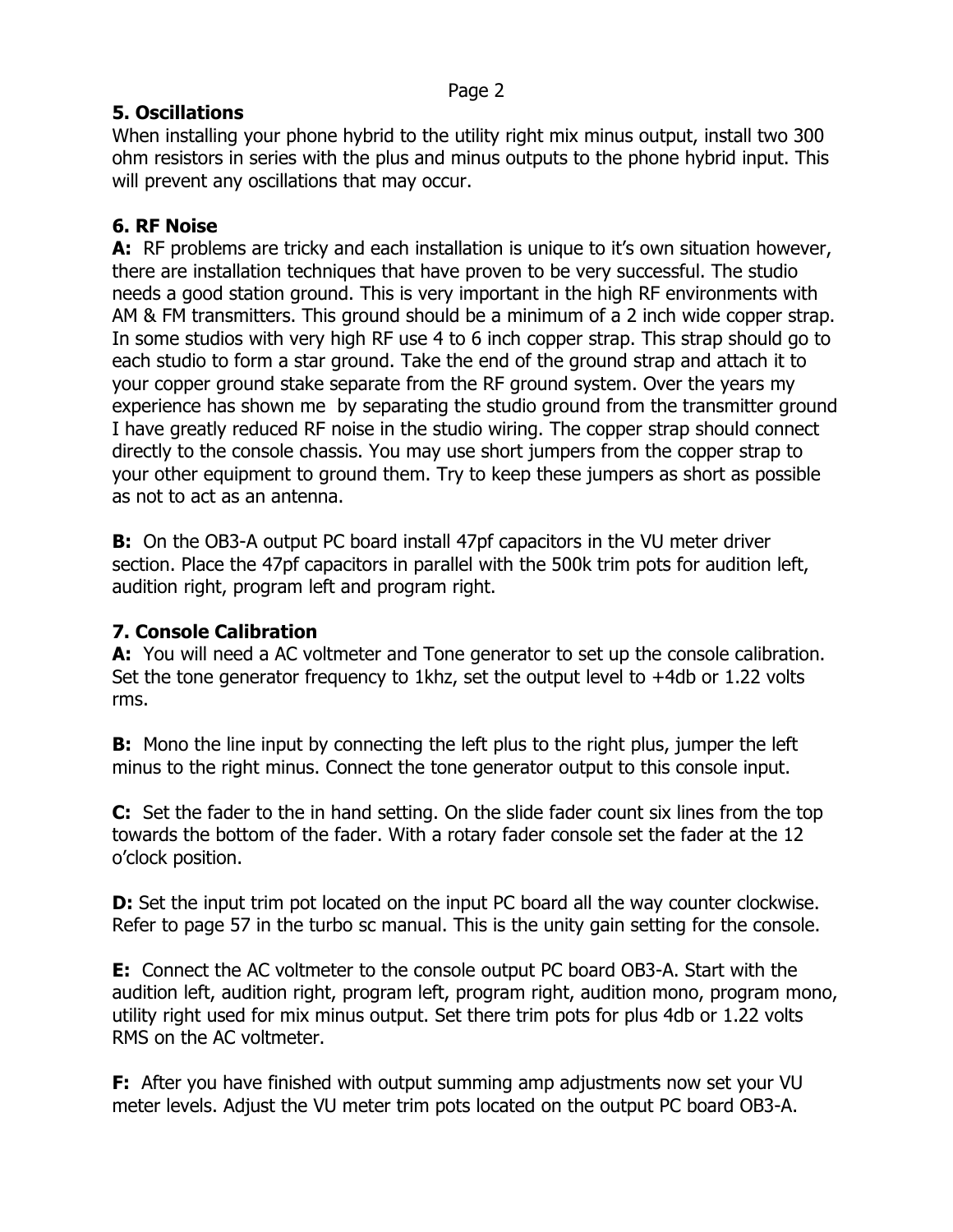## 5. Oscillations

When installing your phone hybrid to the utility right mix minus output, install two 300 ohm resistors in series with the plus and minus outputs to the phone hybrid input. This will prevent any oscillations that may occur.

## 6. RF Noise

**A:** RF problems are tricky and each installation is unique to it's own situation however, there are installation techniques that have proven to be very successful. The studio needs a good station ground. This is very important in the high RF environments with AM & FM transmitters. This ground should be a minimum of a 2 inch wide copper strap. In some studios with very high RF use 4 to 6 inch copper strap. This strap should go to each studio to form a star ground. Take the end of the ground strap and attach it to your copper ground stake separate from the RF ground system. Over the years my experience has shown me by separating the studio ground from the transmitter ground I have greatly reduced RF noise in the studio wiring. The copper strap should connect directly to the console chassis. You may use short jumpers from the copper strap to your other equipment to ground them. Try to keep these jumpers as short as possible as not to act as an antenna.

**B:** On the OB3-A output PC board install 47pf capacitors in the VU meter driver section. Place the 47pf capacitors in parallel with the 500k trim pots for audition left, audition right, program left and program right.

## 7. Console Calibration

**A:** You will need a AC voltmeter and Tone generator to set up the console calibration. Set the tone generator frequency to 1khz, set the output level to +4db or 1.22 volts rms.

**B:** Mono the line input by connecting the left plus to the right plus, jumper the left minus to the right minus. Connect the tone generator output to this console input.

**C:** Set the fader to the in hand setting. On the slide fader count six lines from the top towards the bottom of the fader. With a rotary fader console set the fader at the 12 o'clock position.

**D:** Set the input trim pot located on the input PC board all the way counter clockwise. Refer to page 57 in the turbo sc manual. This is the unity gain setting for the console.

**E:** Connect the AC voltmeter to the console output PC board OB3-A. Start with the audition left, audition right, program left, program right, audition mono, program mono, utility right used for mix minus output. Set there trim pots for plus 4db or 1.22 volts RMS on the AC voltmeter.

**F:** After you have finished with output summing amp adjustments now set your VU meter levels. Adjust the VU meter trim pots located on the output PC board OB3-A.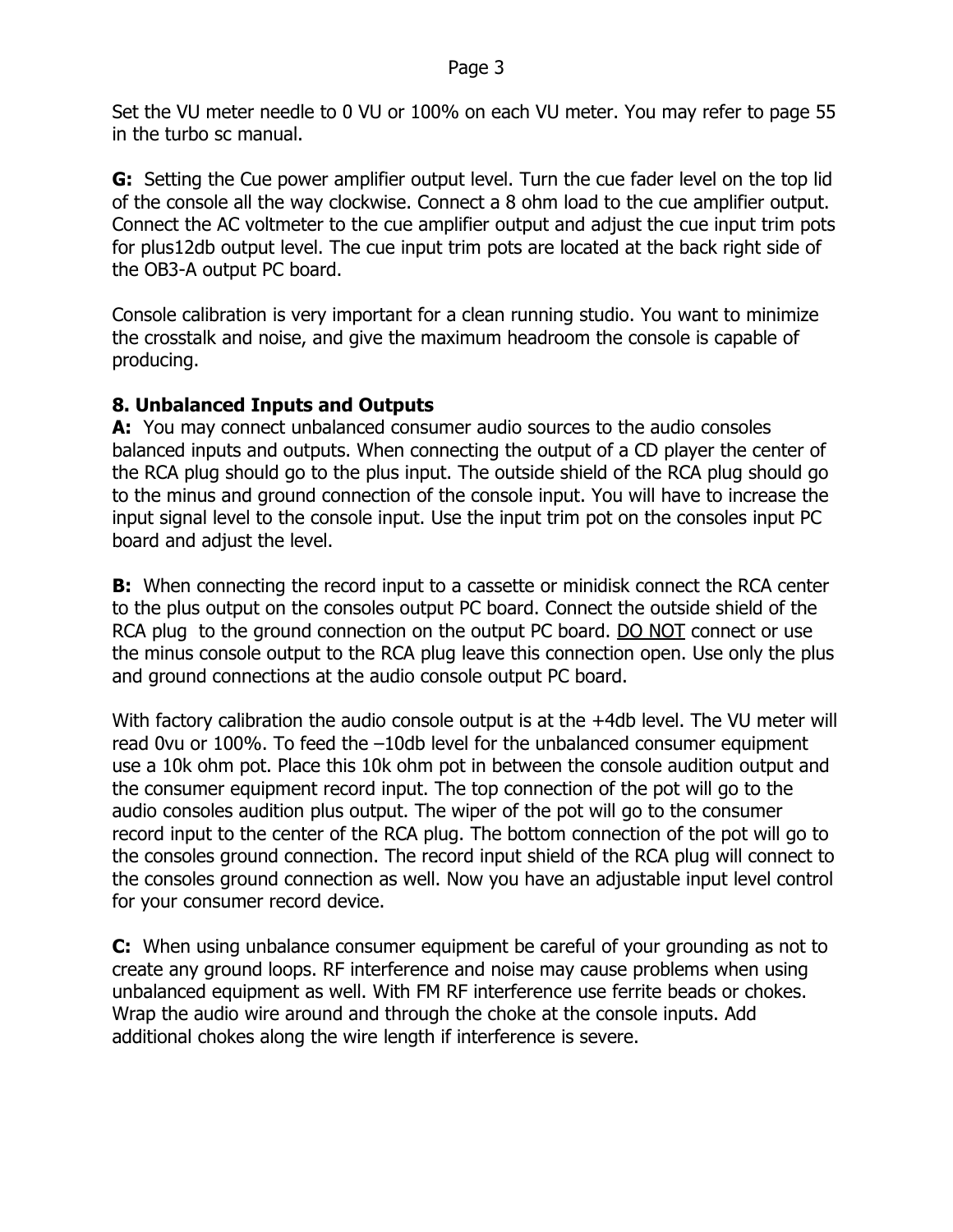Set the VU meter needle to 0 VU or 100% on each VU meter. You may refer to page 55 in the turbo sc manual.

**G:** Setting the Cue power amplifier output level. Turn the cue fader level on the top lid of the console all the way clockwise. Connect a 8 ohm load to the cue amplifier output. Connect the AC voltmeter to the cue amplifier output and adjust the cue input trim pots for plus12db output level. The cue input trim pots are located at the back right side of the OB3-A output PC board.

Console calibration is very important for a clean running studio. You want to minimize the crosstalk and noise, and give the maximum headroom the console is capable of producing.

**8. Unbalanced Inputs and Outputs**

**A:** You may connect unbalanced consumer audio sources to the audio consoles balanced inputs and outputs. When connecting the output of a CD player the center of the RCA plug should go to the plus input. The outside shield of the RCA plug should go to the minus and ground connection of the console input. You will have to increase the input signal level to the console input. Use the input trim pot on the consoles input PC board and adjust the level.

**B:** When connecting the record input to a cassette or minidisk connect the RCA center to the plus output on the consoles output PC board. Connect the outside shield of the RCA plug to the ground connection on the output PC board. <u>DO NOT</u> connect or use the minus console output to the RCA plug leave this connection open. Use only the plus and ground connections at the audio console output PC board.

With factory calibration the audio console output is at the +4db level. The VU meter will read 0vu or 100%. To feed the –10db level for the unbalanced consumer equipment use a 10k ohm pot. Place this 10k ohm pot in between the console audition output and the consumer equipment record input. The top connection of the pot will go to the audio consoles audition plus output. The wiper of the pot will go to the consumer record input to the center of the RCA plug. The bottom connection of the pot will go to the consoles ground connection. The record input shield of the RCA plug will connect to the consoles ground connection as well. Now you have an adjustable input level control for your consumer record device.

**C:** When using unbalance consumer equipment be careful of your grounding as not to create any ground loops. RF interference and noise may cause problems when using unbalanced equipment as well. With FM RF interference use ferrite beads or chokes. Wrap the audio wire around and through the choke at the console inputs. Add additional chokes along the wire length if interference is severe.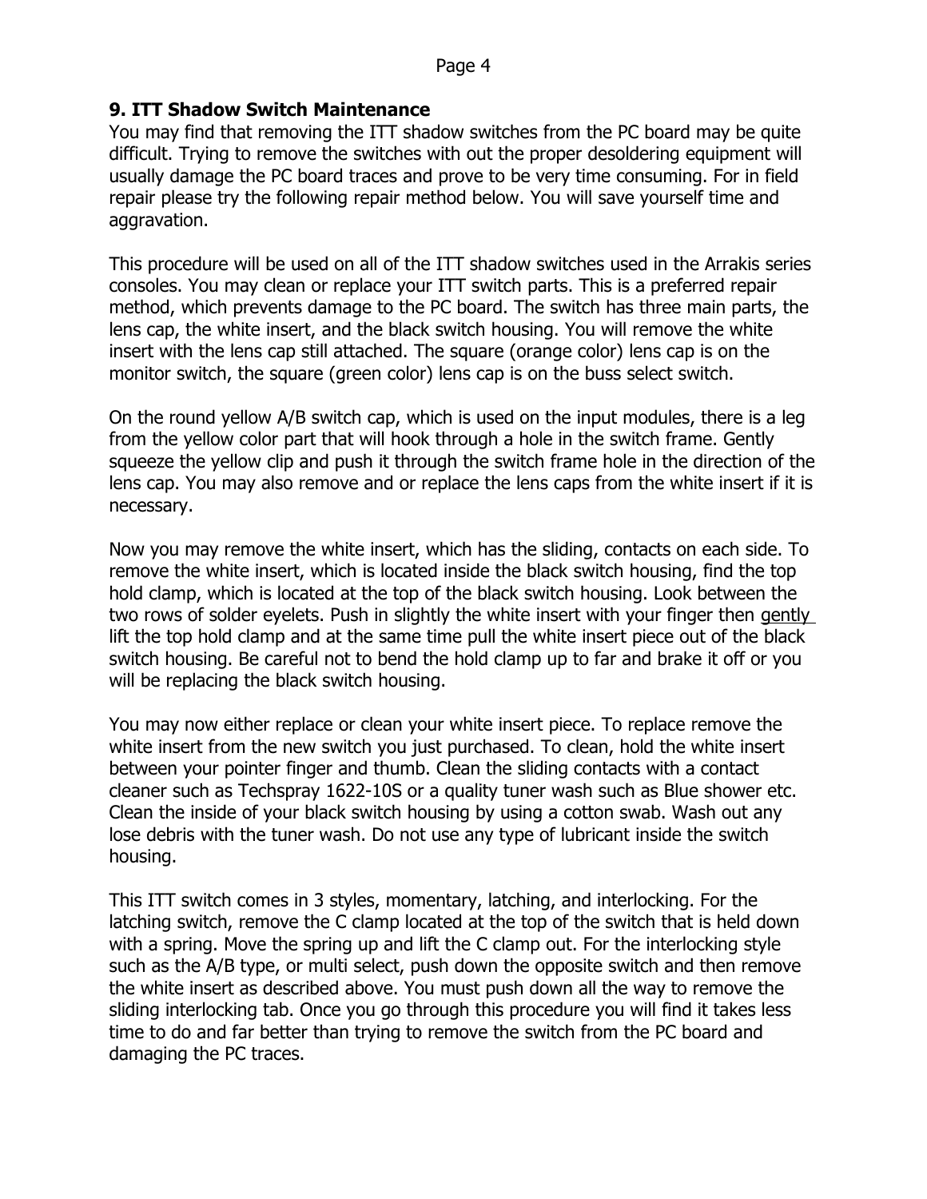## 9. ITT Shadow Switch Maintenance

You may find that removing the ITT shadow switches from the PC board may be quite difficult. Trying to remove the switches with out the proper desoldering equipment will usually damage the PC board traces and prove to be very time consuming. For in field repair please try the following repair method below. You will save yourself time and aggravation.

This procedure will be used on all of the ITT shadow switches used in the Arrakis series consoles. You may clean or replace your ITT switch parts. This is a preferred repair method, which prevents damage to the PC board. The switch has three main parts, the lens cap, the white insert, and the black switch housing. You will remove the white insert with the lens cap still attached. The square (orange color) lens cap is on the monitor switch, the square (green color) lens cap is on the buss select switch.

On the round yellow A/B switch cap, which is used on the input modules, there is a leg from the yellow color part that will hook through a hole in the switch frame. Gently squeeze the yellow clip and push it through the switch frame hole in the direction of the lens cap. You may also remove and or replace the lens caps from the white insert if it is necessary.

Now you may remove the white insert, which has the sliding, contacts on each side. To remove the white insert, which is located inside the black switch housing, find the top hold clamp, which is located at the top of the black switch housing. Look between the two rows of solder eyelets. Push in slightly the white insert with your finger then <u>gently</u> lift the top hold clamp and at the same time pull the white insert piece out of the black switch housing. Be careful not to bend the hold clamp up to far and brake it off or you will be replacing the black switch housing.

You may now either replace or clean your white insert piece. To replace remove the white insert from the new switch you just purchased. To clean, hold the white insert between your pointer finger and thumb. Clean the sliding contacts with a contact cleaner such as Techspray 1622-10S or a quality tuner wash such as Blue shower etc. Clean the inside of your black switch housing by using a cotton swab. Wash out any lose debris with the tuner wash. Do not use any type of lubricant inside the switch housing.

This ITT switch comes in 3 styles, momentary, latching, and interlocking. For the latching switch, remove the C clamp located at the top of the switch that is held down with a spring. Move the spring up and lift the C clamp out. For the interlocking style such as the A/B type, or multi select, push down the opposite switch and then remove the white insert as described above. You must push down all the way to remove the sliding interlocking tab. Once you go through this procedure you will find it takes less time to do and far better than trying to remove the switch from the PC board and damaging the PC traces.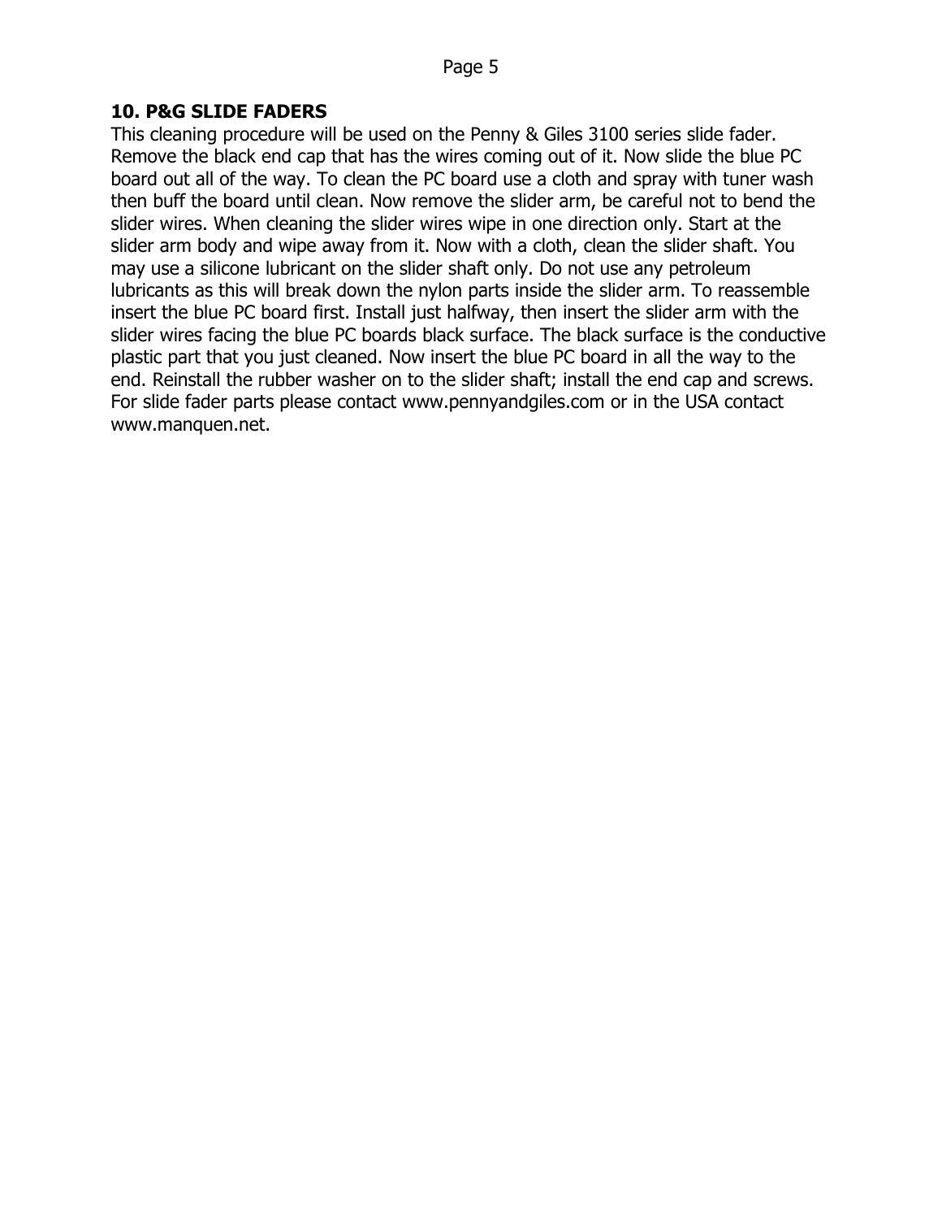## 10. P&G SLIDE FADERS

This cleaning procedure will be used on the Penny & Giles 3100 series slide fader. Remove the black end cap that has the wires coming out of it. Now slide the blue PC board out all of the way. To clean the PC board use a cloth and spray with tuner wash then buff the board until clean. Now remove the slider arm, be careful not to bend the slider wires. When cleaning the slider wires wipe in one direction only. Start at the slider arm body and wipe away from it. Now with a cloth, clean the slider shaft. You may use a silicone lubricant on the slider shaft only. Do not use any petroleum lubricants as this will break down the nylon parts inside the slider arm. To reassemble insert the blue PC board first. Install just halfway, then insert the slider arm with the slider wires facing the blue PC boards black surface. The black surface is the conductive plastic part that you just cleaned. Now insert the blue PC board in all the way to the end. Reinstall the rubber washer on to the slider shaft; install the end cap and screws. For slide fader parts please contact www.pennyandgiles.com or in the USA contact www.manquen.net.